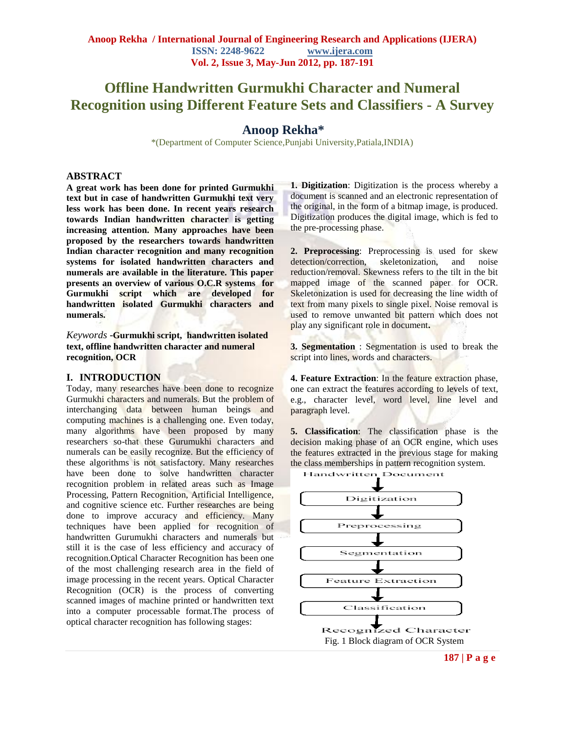# Offline Handwritten Gurmukhi Character and Numeral Recognition using Different Feature Sets and Classifiers - A Survey

## Anoop Rekha*

*(Department of Computer Science,Punjabi University,Patiala,INDIA)

## ABSTRACT

**A great work has been done for printed Gurmukhi text but in case of handwritten Gurmukhi text very less work has been done. In recent years research towards Indian handwritten character is getting increasing attention. Many approaches have been proposed by the researchers towards handwritten Indian character recognition and many recognition systems for isolated handwritten characters and numerals are available in the literature. This paper presents an overview of various O.C.R systems for Gurmukhi script which are developed for handwritten isolated Gurmukhi characters and numerals.**

*Keywords* -**Gurmukhi script, handwritten isolated text, offline handwritten character and numeral recognition, OCR**

## I. INTRODUCTION

Today, many researches have been done to recognize Gurmukhi characters and numerals. But the problem of interchanging data between human beings and computing machines is a challenging one. Even today, many algorithms have been proposed by many researchers so-that these Gurumukhi characters and numerals can be easily recognize. But the efficiency of these algorithms is not satisfactory. Many researches have been done to solve handwritten character recognition problem in related areas such as Image Processing, Pattern Recognition, Artificial Intelligence, and cognitive science etc. Further researches are being done to improve accuracy and efficiency. Many techniques have been applied for recognition of handwritten Gurumukhi characters and numerals but still it is the case of less efficiency and accuracy of recognition.Optical Character Recognition has been one of the most challenging research area in the field of image processing in the recent years. Optical Character Recognition (OCR) is the process of converting scanned images of machine printed or handwritten text into a computer processable format.The process of optical character recognition has following stages:

**1. Digitization**: Digitization is the process whereby a document is scanned and an electronic representation of the original, in the form of a bitmap image, is produced. Digitization produces the digital image, which is fed to the pre-processing phase.

**2. Preprocessing**: Preprocessing is used for skew detection/correction, skeletonization, and noise reduction/removal. Skewness refers to the tilt in the bit mapped image of the scanned paper for OCR. Skeletonization is used for decreasing the line width of text from many pixels to single pixel. Noise removal is used to remove unwanted bit pattern which does not play any significant role in document**.**

**3. Segmentation** : Segmentation is used to break the script into lines, words and characters.

**4. Feature Extraction**: In the feature extraction phase, one can extract the features according to levels of text, e.g., character level, word level, line level and paragraph level.

**5. Classification**: The classification phase is the decision making phase of an OCR engine, which uses the features extracted in the previous stage for making the class memberships in pattern recognition system.

Handwritten Document → Digitization → Preprocessing → Segmentation → Feature Extraction → Classification → Recognized Character

Fig. 1 Block diagram of OCR System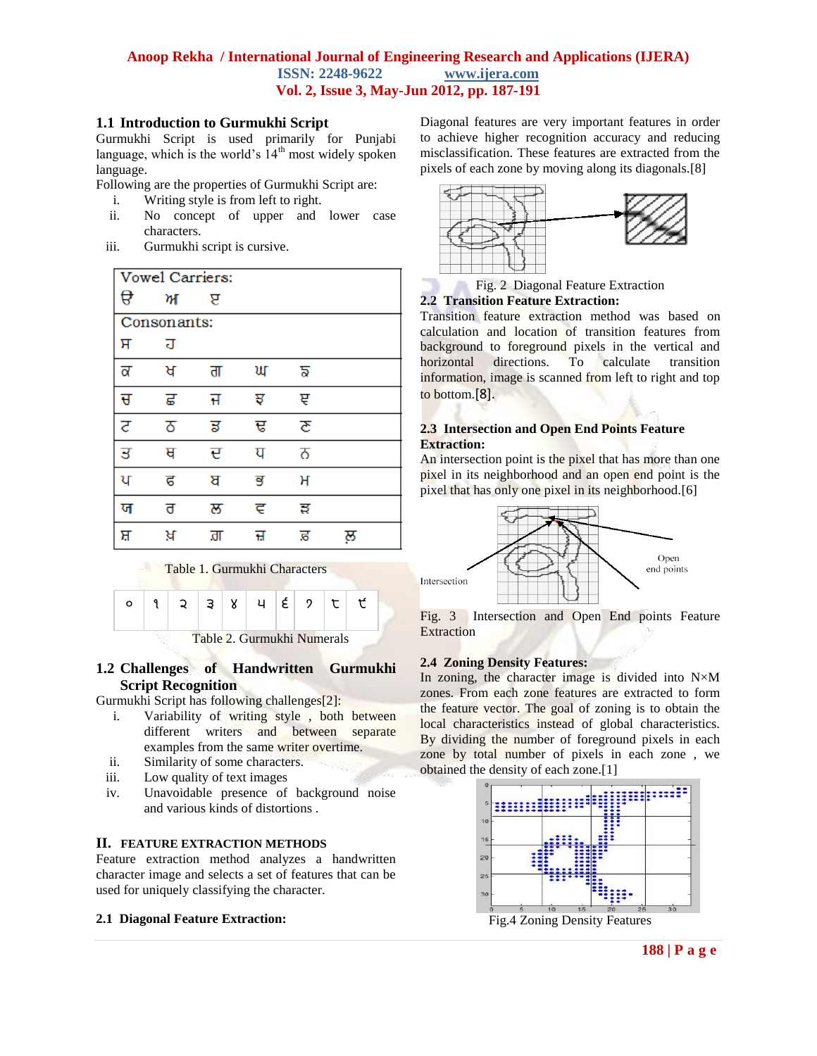### 1.1 Introduction to Gurmukhi Script

Gurmukhi Script is used primarily for Punjabi language, which is the world's 14th most widely spoken language.

Following are the properties of Gurmukhi Script are:

i. Writing style is from left to right.
ii. No concept of upper and lower case characters.
iii. Gurmukhi script is cursive.

| Vowel Carriers: | | | | | |
|---|---|---|---|---|---|
| ੳ | ਅ | ੲ | | | |
| Consonants: | | | | | |
| ਸ | ਹ | | | | |
| ਕ | ਖ | ਗ | ਘ | ਙ | |
| ਚ | ਛ | ਜ | ਝ | ਞ | |
| ਟ | ਠ | ਡ | ਢ | ਣ | |
| ਤ | ਥ | ਦ | ਧ | ਨ | |
| ਪ | ਫ | ਬ | ਭ | ਮ | |
| ਯ | ਰ | ਲ | ਵ | ੜ | |
| ਸ਼ | ਖ਼ | ਗ਼ | ਜ਼ | ਫ਼ | ਲ਼ |

Table 1. Gurmukhi Characters

| ੦ | ੧ | ੨ | ੩ | ੪ | ੫ | ੬ | ੭ | ੮ | ੯ |
|---|---|---|---|---|---|---|---|---|---|

Table 2. Gurmukhi Numerals

### 1.2 Challenges of Handwritten Gurmukhi Script Recognition

Gurmukhi Script has following challenges[2]:

i. Variability of writing style , both between different writers and between separate examples from the same writer overtime.
ii. Similarity of some characters.
iii. Low quality of text images
iv. Unavoidable presence of background noise and various kinds of distortions .

## II. FEATURE EXTRACTION METHODS

Feature extraction method analyzes a handwritten character image and selects a set of features that can be used for uniquely classifying the character.

### 2.1 Diagonal Feature Extraction:

Diagonal features are very important features in order to achieve higher recognition accuracy and reducing misclassification. These features are extracted from the pixels of each zone by moving along its diagonals.[8]

Fig. 2 Diagonal Feature Extraction

### 2.2 Transition Feature Extraction:

Transition feature extraction method was based on calculation and location of transition features from background to foreground pixels in the vertical and horizontal directions. To calculate transition information, image is scanned from left to right and top to bottom.[8].

### 2.3 Intersection and Open End Points Feature Extraction:

An intersection point is the pixel that has more than one pixel in its neighborhood and an open end point is the pixel that has only one pixel in its neighborhood.[6]

Fig. 3 Intersection and Open End points Feature Extraction

### 2.4 Zoning Density Features:

In zoning, the character image is divided into N×M zones. From each zone features are extracted to form the feature vector. The goal of zoning is to obtain the local characteristics instead of global characteristics. By dividing the number of foreground pixels in each zone by total number of pixels in each zone , we obtained the density of each zone.[1]

Fig.4 Zoning Density Features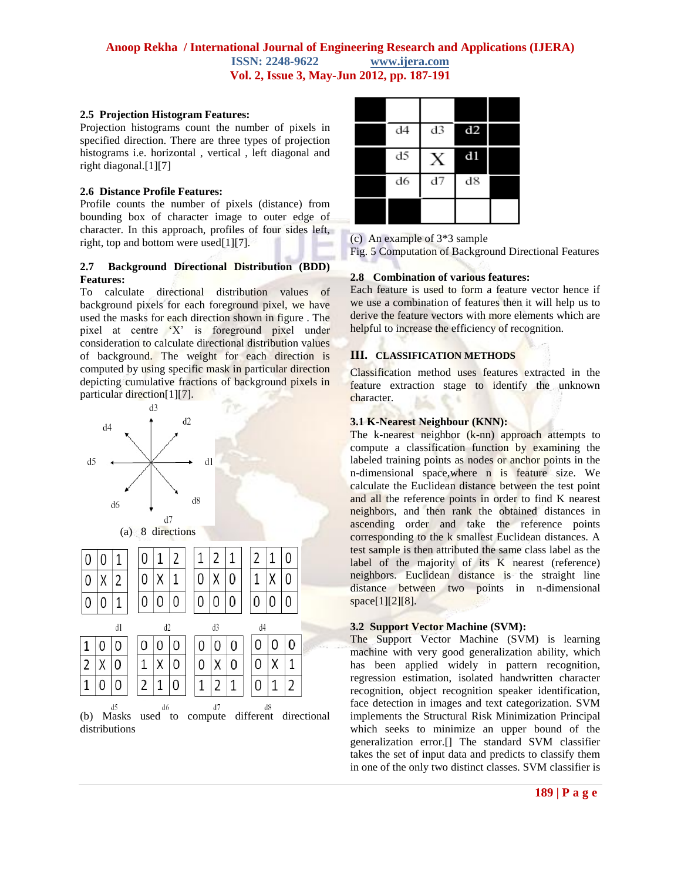### 2.5 Projection Histogram Features:

Projection histograms count the number of pixels in specified direction. There are three types of projection histograms i.e. horizontal , vertical , left diagonal and right diagonal.[1][7]

### 2.6 Distance Profile Features:

Profile counts the number of pixels (distance) from bounding box of character image to outer edge of character. In this approach, profiles of four sides left, right, top and bottom were used[1][7].

### 2.7 Background Directional Distribution (BDD) Features:

To calculate directional distribution values of background pixels for each foreground pixel, we have used the masks for each direction shown in figure . The pixel at centre 'X' is foreground pixel under consideration to calculate directional distribution values of background. The weight for each direction is computed by using specific mask in particular direction depicting cumulative fractions of background pixels in particular direction[1][7].

(a) 8 directions

d1

| 0 | 0 | 1 |
|---|---|---|
| 0 | X | 2 |
| 0 | 0 | 1 |

d2

| 0 | 1 | 2 |
|---|---|---|
| 0 | X | 1 |
| 0 | 0 | 0 |

d3

| 1 | 2 | 1 |
|---|---|---|
| 0 | X | 0 |
| 0 | 0 | 0 |

d4

| 2 | 1 | 0 |
|---|---|---|
| 1 | X | 0 |
| 0 | 0 | 0 |

d5

| 1 | 0 | 0 |
|---|---|---|
| 2 | X | 0 |
| 1 | 0 | 0 |

d6

| 0 | 0 | 0 |
|---|---|---|
| 1 | X | 0 |
| 2 | 1 | 0 |

d7

| 0 | 0 | 0 |
|---|---|---|
| 0 | X | 0 |
| 1 | 2 | 1 |

d8

| 0 | 0 | 0 |
|---|---|---|
| 0 | X | 1 |
| 0 | 1 | 2 |

(b) Masks used to compute different directional distributions

| | | | | |
|---|---|---|---|---|
| | | | | |
| | d4 | d3 | d2 | |
| | d5 | X | d1 | |
| | d6 | d7 | d8 | |
| | | | | |

(c) An example of 3*3 sample

Fig. 5 Computation of Background Directional Features

### 2.8 Combination of various features:

Each feature is used to form a feature vector hence if we use a combination of features then it will help us to derive the feature vectors with more elements which are helpful to increase the efficiency of recognition.

## III. CLASSIFICATION METHODS

Classification method uses features extracted in the feature extraction stage to identify the unknown character.

### 3.1 K-Nearest Neighbour (KNN):

The k-nearest neighbor (k-nn) approach attempts to compute a classification function by examining the labeled training points as nodes or anchor points in the n-dimensional space,where n is feature size. We calculate the Euclidean distance between the test point and all the reference points in order to find K nearest neighbors, and then rank the obtained distances in ascending order and take the reference points corresponding to the k smallest Euclidean distances. A test sample is then attributed the same class label as the label of the majority of its K nearest (reference) neighbors. Euclidean distance is the straight line distance between two points in n-dimensional space[1][2][8].

### 3.2 Support Vector Machine (SVM):

The Support Vector Machine (SVM) is learning machine with very good generalization ability, which has been applied widely in pattern recognition, regression estimation, isolated handwritten character recognition, object recognition speaker identification, face detection in images and text categorization. SVM implements the Structural Risk Minimization Principal which seeks to minimize an upper bound of the generalization error.[] The standard SVM classifier takes the set of input data and predicts to classify them in one of the only two distinct classes. SVM classifier is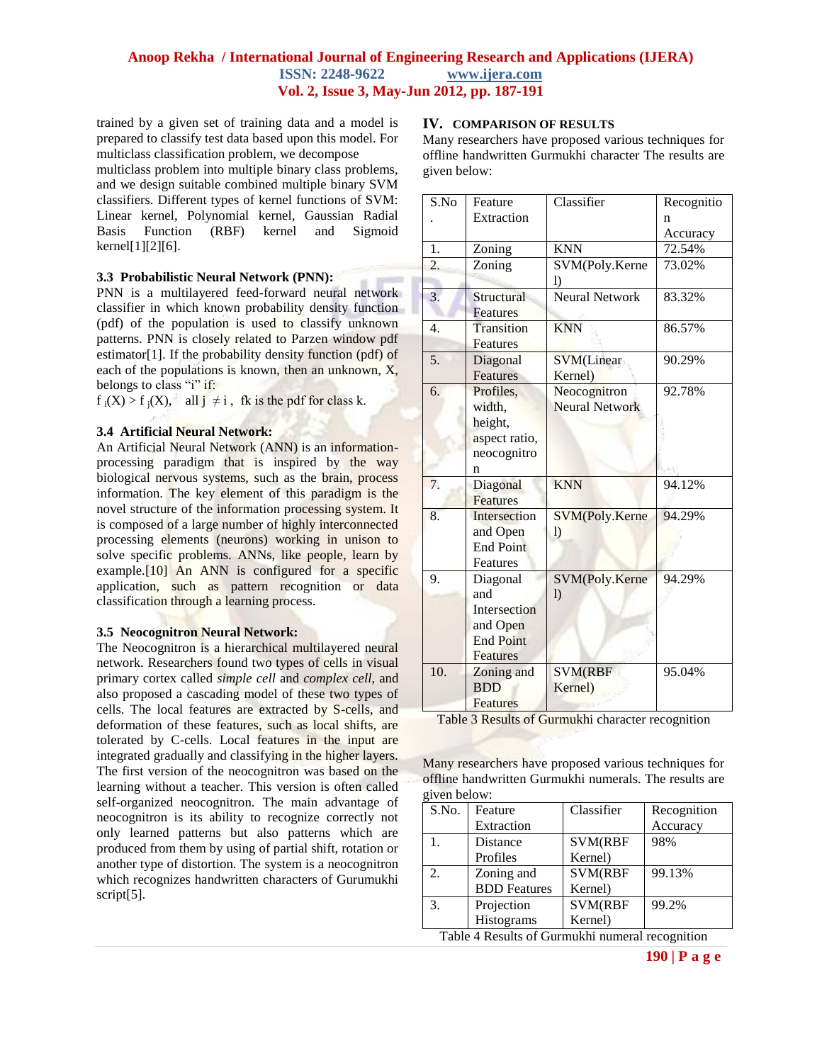trained by a given set of training data and a model is prepared to classify test data based upon this model. For multiclass classification problem, we decompose multiclass problem into multiple binary class problems, and we design suitable combined multiple binary SVM classifiers. Different types of kernel functions of SVM: Linear kernel, Polynomial kernel, Gaussian Radial Basis Function (RBF) kernel and Sigmoid kernel[1][2][6].

### 3.3 Probabilistic Neural Network (PNN):

PNN is a multilayered feed-forward neural network classifier in which known probability density function (pdf) of the population is used to classify unknown patterns. PNN is closely related to Parzen window pdf estimator[1]. If the probability density function (pdf) of each of the populations is known, then an unknown, X, belongs to class "i" if:

$f_i(X) > f_j(X)$, all $j \neq i$, fk is the pdf for class k.

### 3.4 Artificial Neural Network:

An Artificial Neural Network (ANN) is an information-processing paradigm that is inspired by the way biological nervous systems, such as the brain, process information. The key element of this paradigm is the novel structure of the information processing system. It is composed of a large number of highly interconnected processing elements (neurons) working in unison to solve specific problems. ANNs, like people, learn by example.[10] An ANN is configured for a specific application, such as pattern recognition or data classification through a learning process.

### 3.5 Neocognitron Neural Network:

The Neocognitron is a hierarchical multilayered neural network. Researchers found two types of cells in visual primary cortex called *simple cell* and *complex cell*, and also proposed a cascading model of these two types of cells. The local features are extracted by S-cells, and deformation of these features, such as local shifts, are tolerated by C-cells. Local features in the input are integrated gradually and classifying in the higher layers. The first version of the neocognitron was based on the learning without a teacher. This version is often called self-organized neocognitron. The main advantage of neocognitron is its ability to recognize correctly not only learned patterns but also patterns which are produced from them by using of partial shift, rotation or another type of distortion. The system is a neocognitron which recognizes handwritten characters of Gurumukhi script[5].

## IV. COMPARISON OF RESULTS

Many researchers have proposed various techniques for offline handwritten Gurmukhi character The results are given below:

| S.No. | Feature Extraction | Classifier | Recognition Accuracy |
|---|---|---|---|
| 1. | Zoning | KNN | 72.54% |
| 2. | Zoning | SVM(Poly.Kernel) | 73.02% |
| 3. | Structural Features | Neural Network | 83.32% |
| 4. | Transition Features | KNN | 86.57% |
| 5. | Diagonal Features | SVM(Linear Kernel) | 90.29% |
| 6. | Profiles, width, height, aspect ratio, neocognitron | Neocognitron Neural Network | 92.78% |
| 7. | Diagonal Features | KNN | 94.12% |
| 8. | Intersection and Open End Point Features | SVM(Poly.Kernel) | 94.29% |
| 9. | Diagonal and Intersection and Open End Point Features | SVM(Poly.Kernel) | 94.29% |
| 10. | Zoning and BDD Features | SVM(RBF Kernel) | 95.04% |

Table 3 Results of Gurmukhi character recognition

Many researchers have proposed various techniques for offline handwritten Gurmukhi numerals. The results are given below:

| S.No. | Feature Extraction | Classifier | Recognition Accuracy |
|---|---|---|---|
| 1. | Distance Profiles | SVM(RBF Kernel) | 98% |
| 2. | Zoning and BDD Features | SVM(RBF Kernel) | 99.13% |
| 3. | Projection Histograms | SVM(RBF Kernel) | 99.2% |

Table 4 Results of Gurmukhi numeral recognition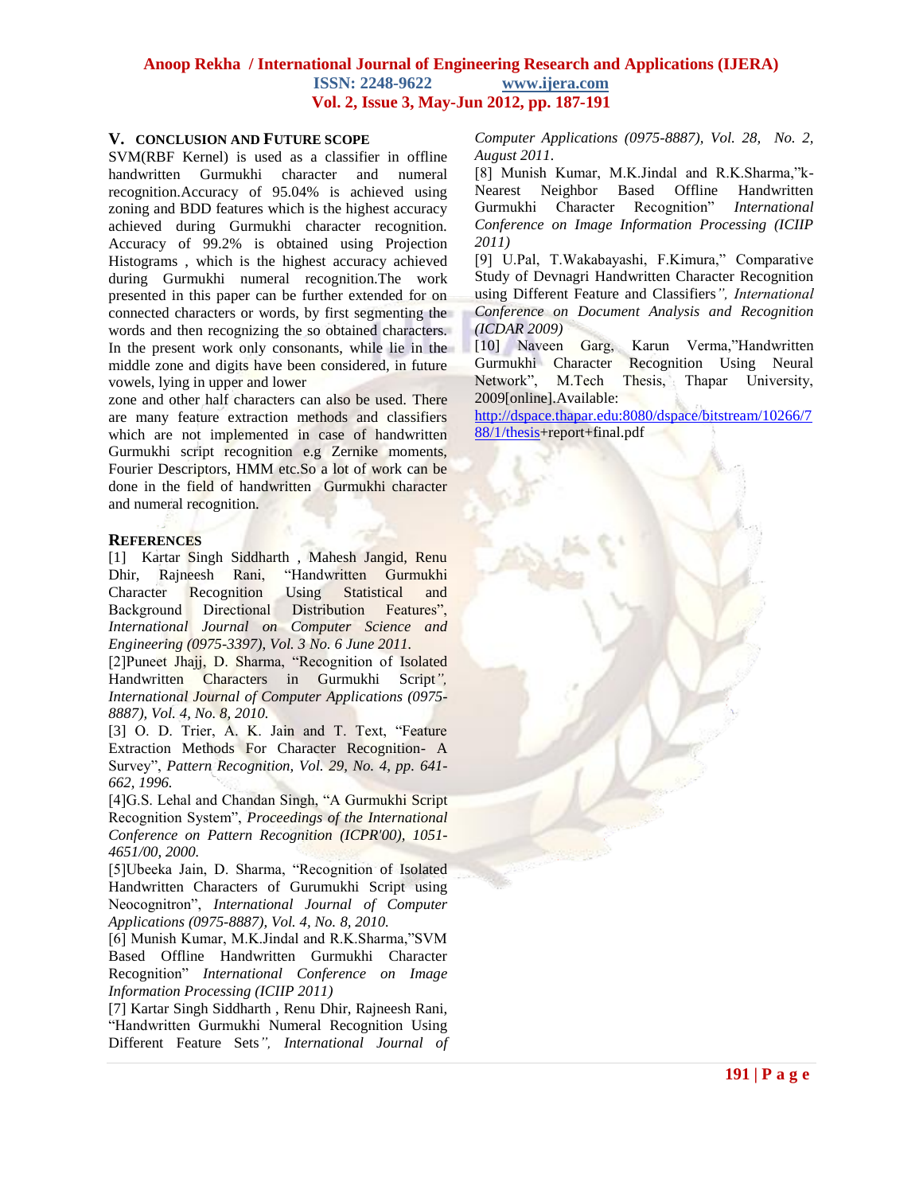## V. CONCLUSION AND FUTURE SCOPE

SVM(RBF Kernel) is used as a classifier in offline handwritten Gurmukhi character and numeral recognition.Accuracy of 95.04% is achieved using zoning and BDD features which is the highest accuracy achieved during Gurmukhi character recognition. Accuracy of 99.2% is obtained using Projection Histograms , which is the highest accuracy achieved during Gurmukhi numeral recognition.The work presented in this paper can be further extended for on connected characters or words, by first segmenting the words and then recognizing the so obtained characters. In the present work only consonants, while lie in the middle zone and digits have been considered, in future vowels, lying in upper and lower

zone and other half characters can also be used. There are many feature extraction methods and classifiers which are not implemented in case of handwritten Gurmukhi script recognition e.g Zernike moments, Fourier Descriptors, HMM etc.So a lot of work can be done in the field of handwritten Gurmukhi character and numeral recognition.

## REFERENCES

[1] Kartar Singh Siddharth , Mahesh Jangid, Renu Dhir, Rajneesh Rani, "Handwritten Gurmukhi Character Recognition Using Statistical and Background Directional Distribution Features", *International Journal on Computer Science and Engineering (0975-3397), Vol. 3 No. 6 June 2011.*

[2]Puneet Jhajj, D. Sharma, "Recognition of Isolated Handwritten Characters in Gurmukhi Script*", International Journal of Computer Applications (0975-8887), Vol. 4, No. 8, 2010.*

[3] O. D. Trier, A. K. Jain and T. Text, "Feature Extraction Methods For Character Recognition- A Survey", *Pattern Recognition, Vol. 29, No. 4, pp. 641-662, 1996.*

[4]G.S. Lehal and Chandan Singh, "A Gurmukhi Script Recognition System", *Proceedings of the International Conference on Pattern Recognition (ICPR'00), 1051-4651/00, 2000.*

[5]Ubeeka Jain, D. Sharma, "Recognition of Isolated Handwritten Characters of Gurumukhi Script using Neocognitron", *International Journal of Computer Applications (0975-8887), Vol. 4, No. 8, 2010.*

[6] Munish Kumar, M.K.Jindal and R.K.Sharma,"SVM Based Offline Handwritten Gurmukhi Character Recognition" *International Conference on Image Information Processing (ICIIP 2011)*

[7] Kartar Singh Siddharth , Renu Dhir, Rajneesh Rani, "Handwritten Gurmukhi Numeral Recognition Using Different Feature Sets*", International Journal of Computer Applications (0975-8887), Vol. 28, No. 2, August 2011.*

[8] Munish Kumar, M.K.Jindal and R.K.Sharma,"k-Nearest Neighbor Based Offline Handwritten Gurmukhi Character Recognition" *International Conference on Image Information Processing (ICIIP 2011)*

[9] U.Pal, T.Wakabayashi, F.Kimura," Comparative Study of Devnagri Handwritten Character Recognition using Different Feature and Classifiers*", International Conference on Document Analysis and Recognition (ICDAR 2009)*

[10] Naveen Garg, Karun Verma,"Handwritten Gurmukhi Character Recognition Using Neural Network", M.Tech Thesis, Thapar University, 2009[online].Available: http://dspace.thapar.edu:8080/dspace/bitstream/10266/788/1/thesis+report+final.pdf